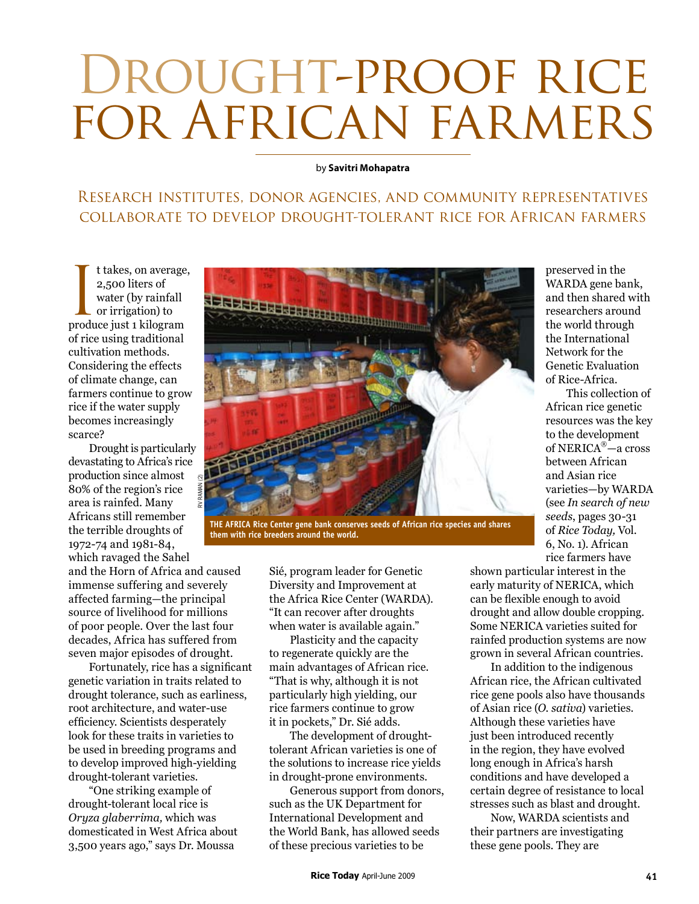# Drought-proof rice for African farmers

by **Savitri Mohapatra**

## Research institutes, donor agencies, and community representatives collaborate to develop drought-tolerant rice for African farmers

It takes, on average, 2,500 liters of water (by rainfall or irrigation) to produce just 1 kilogram of rice using traditional cultivation methods. Considering the effects of climate change, can farmers continue to grow rice if the water supply becomes increasingly scarce?

Drought is particularly devastating to Africa's rice production since almost 80% of the region's rice area is rainfed. Many Africans still remember the terrible droughts of 1972-74 and 1981-84, which ravaged the Sahel and the Horn of Africa and caused immense suffering and severely affected farming—the principal source of livelihood for millions of poor people. Over the last four decades, Africa has suffered from seven major episodes of drought.

Fortunately, rice has a significant genetic variation in traits related to drought tolerance, such as earliness, root architecture, and water-use efficiency. Scientists desperately look for these traits in varieties to be used in breeding programs and to develop improved high-yielding drought-tolerant varieties.

"One striking example of drought-tolerant local rice is *Oryza glaberrima,* which was domesticated in West Africa about 3,500 years ago," says Dr. Moussa Sié, program leader for Genetic Diversity and Improvement at the Africa Rice Center (WARDA). "It can recover after droughts when water is available again."

Plasticity and the capacity to regenerate quickly are the main advantages of African rice. "That is why, although it is not particularly high yielding, our rice farmers continue to grow it in pockets," Dr. Sié adds.

The development of drought-tolerant African varieties is one of the solutions to increase rice yields in drought-prone environments.

Generous support from donors, such as the UK Department for International Development and the World Bank, has allowed seeds of these precious varieties to be preserved in the WARDA gene bank, and then shared with researchers around the world through the International Network for the Genetic Evaluation of Rice-Africa.

THE AFRICA Rice Center gene bank conserves seeds of African rice species and shares them with rice breeders around the world.

This collection of African rice genetic resources was the key to the development of NERICA®—a cross between African and Asian rice varieties—by WARDA (see *In search of new seeds*, pages 30-31 of *Rice Today,* Vol. 6, No. 1). African rice farmers have shown particular interest in the early maturity of NERICA, which can be flexible enough to avoid drought and allow double cropping. Some NERICA varieties suited for rainfed production systems are now grown in several African countries.

In addition to the indigenous African rice, the African cultivated rice gene pools also have thousands of Asian rice (*O. sativa*) varieties. Although these varieties have just been introduced recently in the region, they have evolved long enough in Africa's harsh conditions and have developed a certain degree of resistance to local stresses such as blast and drought.

Now, WARDA scientists and their partners are investigating these gene pools. They are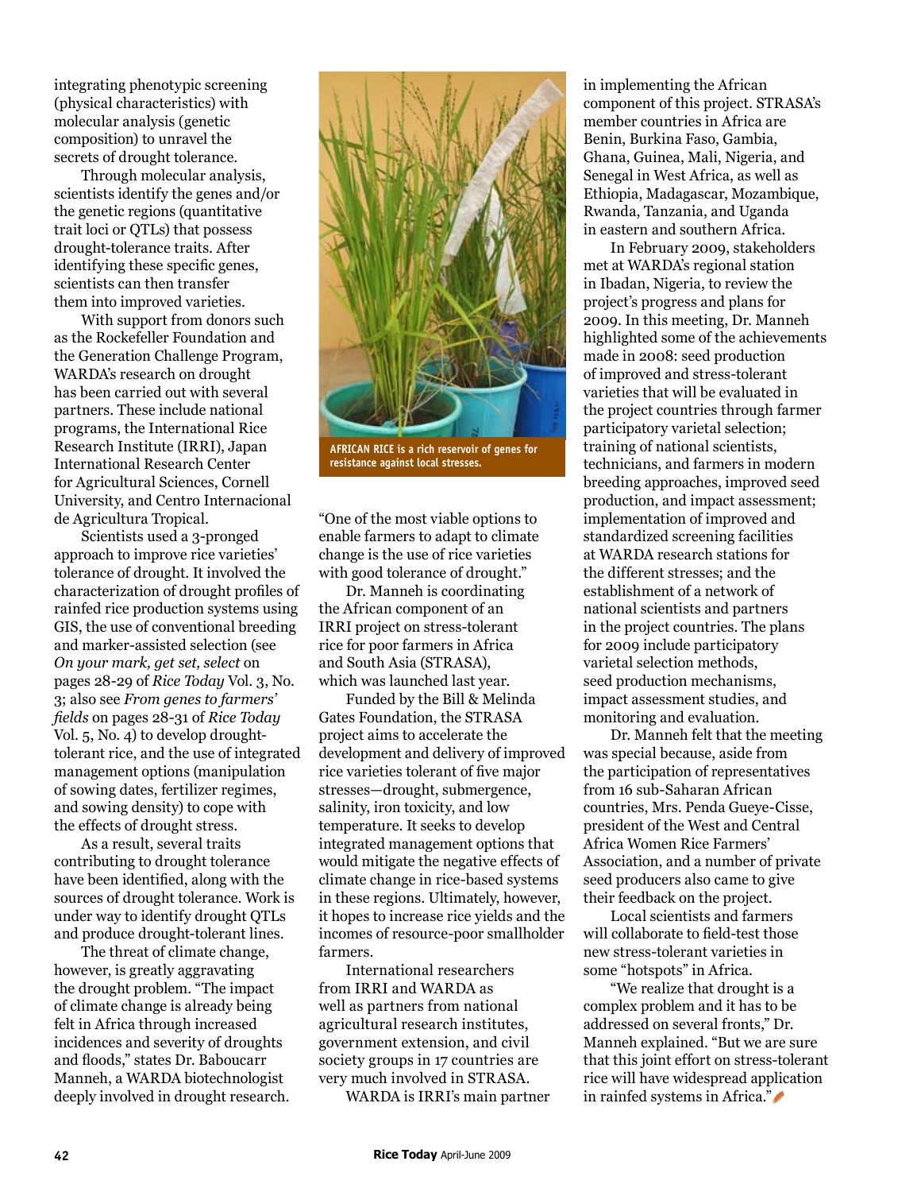integrating phenotypic screening (physical characteristics) with molecular analysis (genetic composition) to unravel the secrets of drought tolerance.

Through molecular analysis, scientists identify the genes and/or the genetic regions (quantitative trait loci or QTLs) that possess drought-tolerance traits. After identifying these specific genes, scientists can then transfer them into improved varieties.

With support from donors such as the Rockefeller Foundation and the Generation Challenge Program, WARDA's research on drought has been carried out with several partners. These include national programs, the International Rice Research Institute (IRRI), Japan International Research Center for Agricultural Sciences, Cornell University, and Centro Internacional de Agricultura Tropical.

Scientists used a 3-pronged approach to improve rice varieties' tolerance of drought. It involved the characterization of drought profiles of rainfed rice production systems using GIS, the use of conventional breeding and marker-assisted selection (see *On your mark, get set, select* on pages 28-29 of *Rice Today* Vol. 3, No. 3; also see *From genes to farmers' fields* on pages 28-31 of *Rice Today* Vol. 5, No. 4) to develop drought-tolerant rice, and the use of integrated management options (manipulation of sowing dates, fertilizer regimes, and sowing density) to cope with the effects of drought stress.

As a result, several traits contributing to drought tolerance have been identified, along with the sources of drought tolerance. Work is under way to identify drought QTLs and produce drought-tolerant lines.

The threat of climate change, however, is greatly aggravating the drought problem. "The impact of climate change is already being felt in Africa through increased incidences and severity of droughts and floods," states Dr. Baboucarr Manneh, a WARDA biotechnologist deeply involved in drought research.

**AFRICAN RICE is a rich reservoir of genes for resistance against local stresses.**

"One of the most viable options to enable farmers to adapt to climate change is the use of rice varieties with good tolerance of drought."

Dr. Manneh is coordinating the African component of an IRRI project on stress-tolerant rice for poor farmers in Africa and South Asia (STRASA), which was launched last year.

Funded by the Bill & Melinda Gates Foundation, the STRASA project aims to accelerate the development and delivery of improved rice varieties tolerant of five major stresses—drought, submergence, salinity, iron toxicity, and low temperature. It seeks to develop integrated management options that would mitigate the negative effects of climate change in rice-based systems in these regions. Ultimately, however, it hopes to increase rice yields and the incomes of resource-poor smallholder farmers.

International researchers from IRRI and WARDA as well as partners from national agricultural research institutes, government extension, and civil society groups in 17 countries are very much involved in STRASA.

WARDA is IRRI's main partner in implementing the African component of this project. STRASA's member countries in Africa are Benin, Burkina Faso, Gambia, Ghana, Guinea, Mali, Nigeria, and Senegal in West Africa, as well as Ethiopia, Madagascar, Mozambique, Rwanda, Tanzania, and Uganda in eastern and southern Africa.

In February 2009, stakeholders met at WARDA's regional station in Ibadan, Nigeria, to review the project's progress and plans for 2009. In this meeting, Dr. Manneh highlighted some of the achievements made in 2008: seed production of improved and stress-tolerant varieties that will be evaluated in the project countries through farmer participatory varietal selection; training of national scientists, technicians, and farmers in modern breeding approaches, improved seed production, and impact assessment; implementation of improved and standardized screening facilities at WARDA research stations for the different stresses; and the establishment of a network of national scientists and partners in the project countries. The plans for 2009 include participatory varietal selection methods, seed production mechanisms, impact assessment studies, and monitoring and evaluation.

Dr. Manneh felt that the meeting was special because, aside from the participation of representatives from 16 sub-Saharan African countries, Mrs. Penda Gueye-Cisse, president of the West and Central Africa Women Rice Farmers' Association, and a number of private seed producers also came to give their feedback on the project.

Local scientists and farmers will collaborate to field-test those new stress-tolerant varieties in some "hotspots" in Africa.

"We realize that drought is a complex problem and it has to be addressed on several fronts," Dr. Manneh explained. "But we are sure that this joint effort on stress-tolerant rice will have widespread application in rainfed systems in Africa."